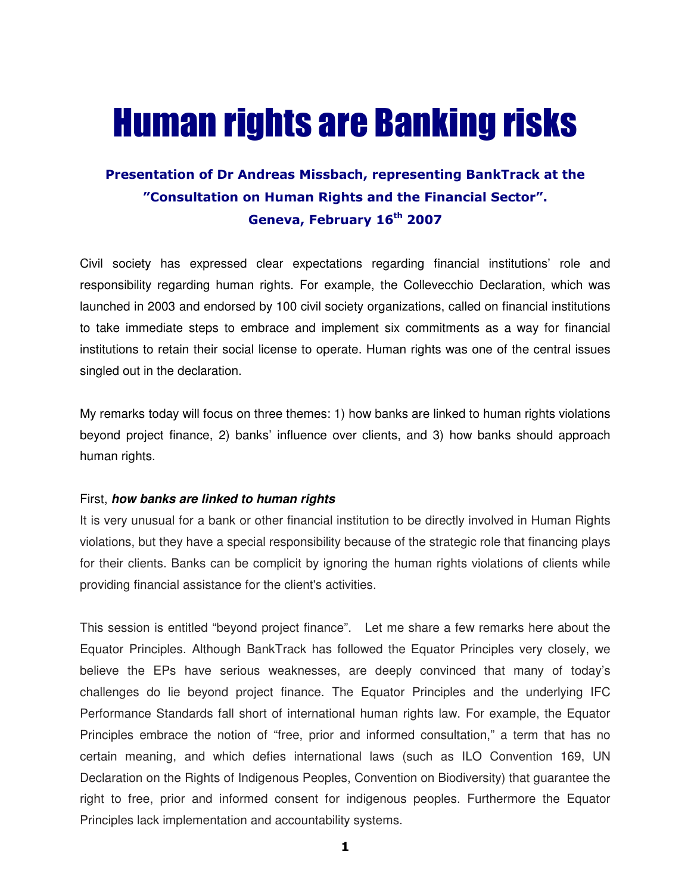# Human rights are Banking risks

### Presentation of Dr Andreas Missbach, representing BankTrack at the "Consultation on Human Rights and the Financial Sector". Geneva, February 16th 2007

Civil society has expressed clear expectations regarding financial institutions' role and responsibility regarding human rights. For example, the Collevecchio Declaration, which was launched in 2003 and endorsed by 100 civil society organizations, called on financial institutions to take immediate steps to embrace and implement six commitments as a way for financial institutions to retain their social license to operate. Human rights was one of the central issues singled out in the declaration.

My remarks today will focus on three themes: 1) how banks are linked to human rights violations beyond project finance, 2) banks' influence over clients, and 3) how banks should approach human rights.

First, ***how banks are linked to human rights***

It is very unusual for a bank or other financial institution to be directly involved in Human Rights violations, but they have a special responsibility because of the strategic role that financing plays for their clients. Banks can be complicit by ignoring the human rights violations of clients while providing financial assistance for the client's activities.

This session is entitled "beyond project finance". Let me share a few remarks here about the Equator Principles. Although BankTrack has followed the Equator Principles very closely, we believe the EPs have serious weaknesses, are deeply convinced that many of today's challenges do lie beyond project finance. The Equator Principles and the underlying IFC Performance Standards fall short of international human rights law. For example, the Equator Principles embrace the notion of "free, prior and informed consultation," a term that has no certain meaning, and which defies international laws (such as ILO Convention 169, UN Declaration on the Rights of Indigenous Peoples, Convention on Biodiversity) that guarantee the right to free, prior and informed consent for indigenous peoples. Furthermore the Equator Principles lack implementation and accountability systems.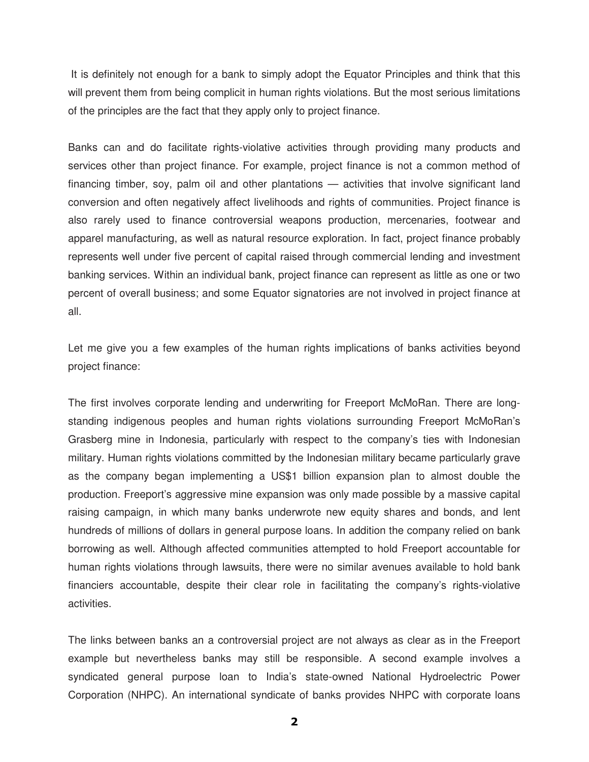It is definitely not enough for a bank to simply adopt the Equator Principles and think that this will prevent them from being complicit in human rights violations. But the most serious limitations of the principles are the fact that they apply only to project finance.

Banks can and do facilitate rights-violative activities through providing many products and services other than project finance. For example, project finance is not a common method of financing timber, soy, palm oil and other plantations — activities that involve significant land conversion and often negatively affect livelihoods and rights of communities. Project finance is also rarely used to finance controversial weapons production, mercenaries, footwear and apparel manufacturing, as well as natural resource exploration. In fact, project finance probably represents well under five percent of capital raised through commercial lending and investment banking services. Within an individual bank, project finance can represent as little as one or two percent of overall business; and some Equator signatories are not involved in project finance at all.

Let me give you a few examples of the human rights implications of banks activities beyond project finance:

The first involves corporate lending and underwriting for Freeport McMoRan. There are long-standing indigenous peoples and human rights violations surrounding Freeport McMoRan's Grasberg mine in Indonesia, particularly with respect to the company's ties with Indonesian military. Human rights violations committed by the Indonesian military became particularly grave as the company began implementing a US$1 billion expansion plan to almost double the production. Freeport's aggressive mine expansion was only made possible by a massive capital raising campaign, in which many banks underwrote new equity shares and bonds, and lent hundreds of millions of dollars in general purpose loans. In addition the company relied on bank borrowing as well. Although affected communities attempted to hold Freeport accountable for human rights violations through lawsuits, there were no similar avenues available to hold bank financiers accountable, despite their clear role in facilitating the company's rights-violative activities.

The links between banks an a controversial project are not always as clear as in the Freeport example but nevertheless banks may still be responsible. A second example involves a syndicated general purpose loan to India's state-owned National Hydroelectric Power Corporation (NHPC). An international syndicate of banks provides NHPC with corporate loans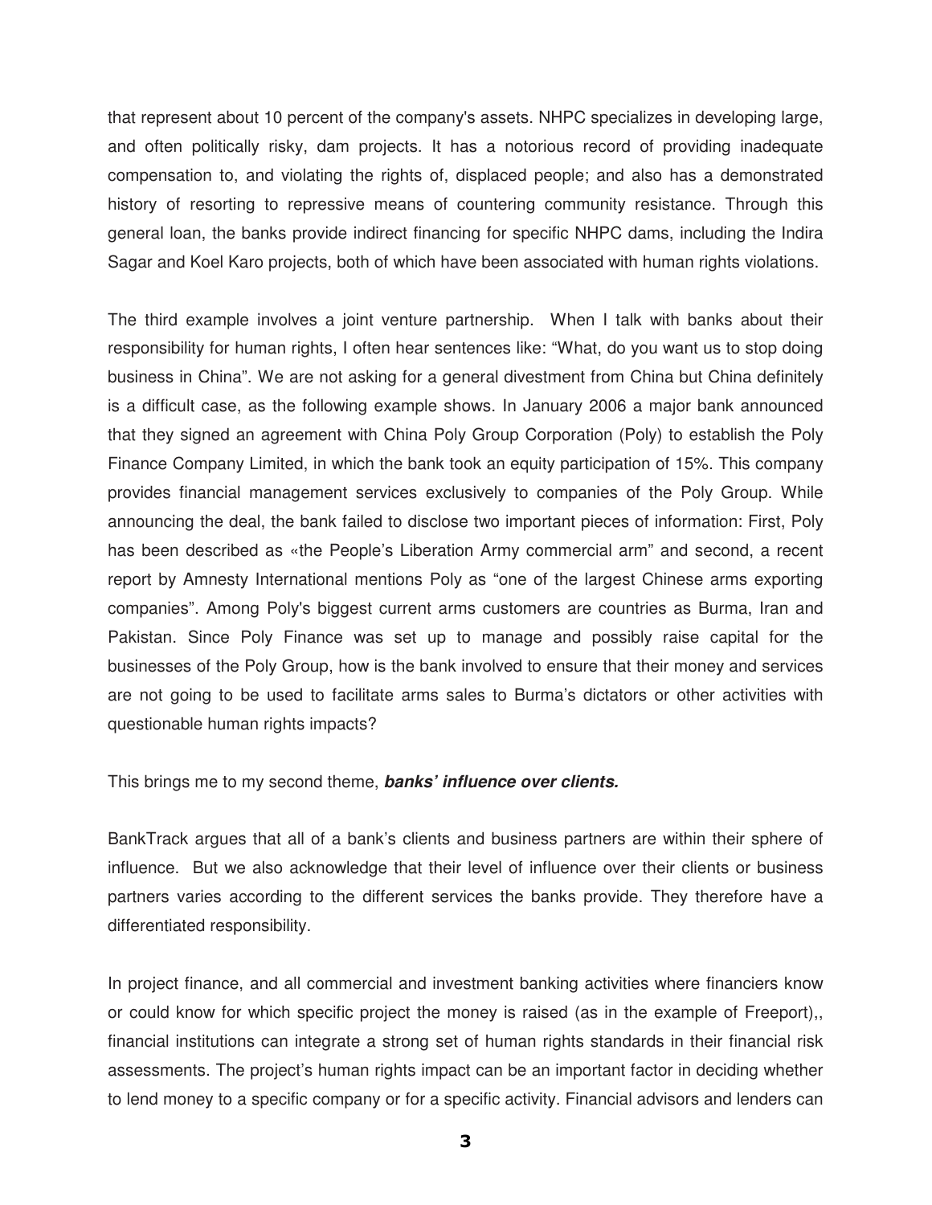that represent about 10 percent of the company's assets. NHPC specializes in developing large, and often politically risky, dam projects. It has a notorious record of providing inadequate compensation to, and violating the rights of, displaced people; and also has a demonstrated history of resorting to repressive means of countering community resistance. Through this general loan, the banks provide indirect financing for specific NHPC dams, including the Indira Sagar and Koel Karo projects, both of which have been associated with human rights violations.

The third example involves a joint venture partnership. When I talk with banks about their responsibility for human rights, I often hear sentences like: "What, do you want us to stop doing business in China". We are not asking for a general divestment from China but China definitely is a difficult case, as the following example shows. In January 2006 a major bank announced that they signed an agreement with China Poly Group Corporation (Poly) to establish the Poly Finance Company Limited, in which the bank took an equity participation of 15%. This company provides financial management services exclusively to companies of the Poly Group. While announcing the deal, the bank failed to disclose two important pieces of information: First, Poly has been described as «the People's Liberation Army commercial arm" and second, a recent report by Amnesty International mentions Poly as "one of the largest Chinese arms exporting companies". Among Poly's biggest current arms customers are countries as Burma, Iran and Pakistan. Since Poly Finance was set up to manage and possibly raise capital for the businesses of the Poly Group, how is the bank involved to ensure that their money and services are not going to be used to facilitate arms sales to Burma's dictators or other activities with questionable human rights impacts?

This brings me to my second theme, ***banks' influence over clients.***

BankTrack argues that all of a bank's clients and business partners are within their sphere of influence. But we also acknowledge that their level of influence over their clients or business partners varies according to the different services the banks provide. They therefore have a differentiated responsibility.

In project finance, and all commercial and investment banking activities where financiers know or could know for which specific project the money is raised (as in the example of Freeport),, financial institutions can integrate a strong set of human rights standards in their financial risk assessments. The project's human rights impact can be an important factor in deciding whether to lend money to a specific company or for a specific activity. Financial advisors and lenders can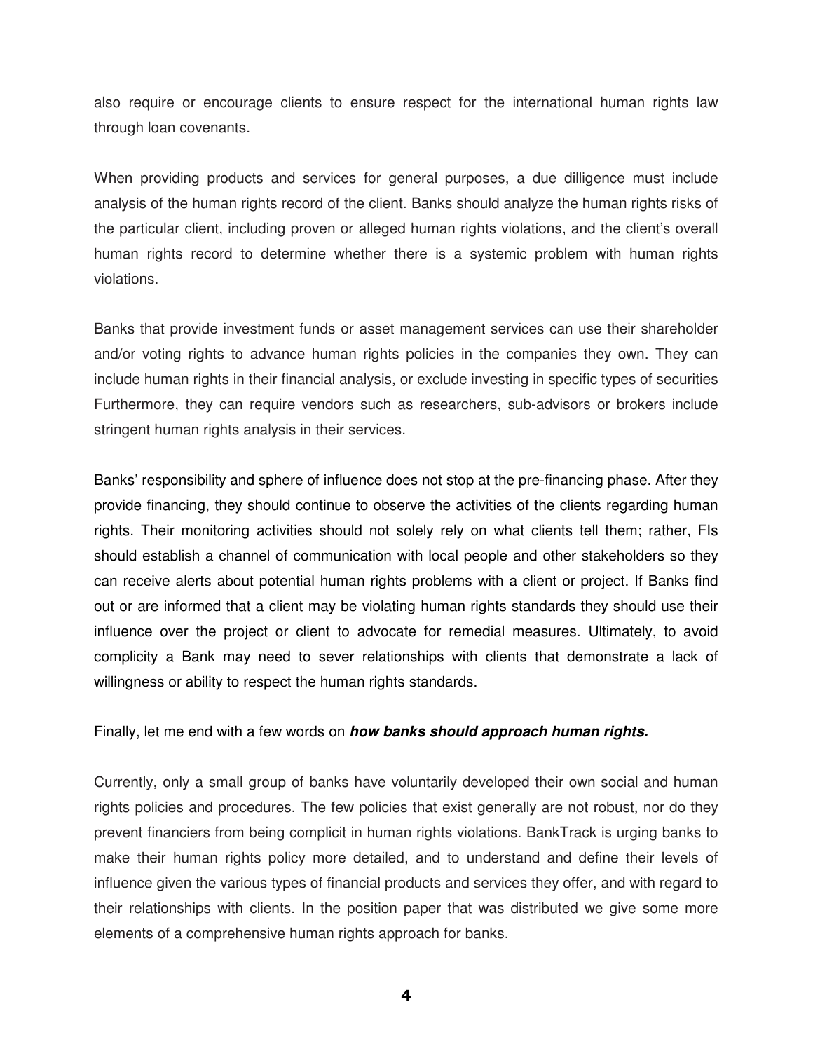also require or encourage clients to ensure respect for the international human rights law through loan covenants.

When providing products and services for general purposes, a due dilligence must include analysis of the human rights record of the client. Banks should analyze the human rights risks of the particular client, including proven or alleged human rights violations, and the client's overall human rights record to determine whether there is a systemic problem with human rights violations.

Banks that provide investment funds or asset management services can use their shareholder and/or voting rights to advance human rights policies in the companies they own. They can include human rights in their financial analysis, or exclude investing in specific types of securities Furthermore, they can require vendors such as researchers, sub-advisors or brokers include stringent human rights analysis in their services.

Banks' responsibility and sphere of influence does not stop at the pre-financing phase. After they provide financing, they should continue to observe the activities of the clients regarding human rights. Their monitoring activities should not solely rely on what clients tell them; rather, FIs should establish a channel of communication with local people and other stakeholders so they can receive alerts about potential human rights problems with a client or project. If Banks find out or are informed that a client may be violating human rights standards they should use their influence over the project or client to advocate for remedial measures. Ultimately, to avoid complicity a Bank may need to sever relationships with clients that demonstrate a lack of willingness or ability to respect the human rights standards.

Finally, let me end with a few words on ***how banks should approach human rights.***

Currently, only a small group of banks have voluntarily developed their own social and human rights policies and procedures. The few policies that exist generally are not robust, nor do they prevent financiers from being complicit in human rights violations. BankTrack is urging banks to make their human rights policy more detailed, and to understand and define their levels of influence given the various types of financial products and services they offer, and with regard to their relationships with clients. In the position paper that was distributed we give some more elements of a comprehensive human rights approach for banks.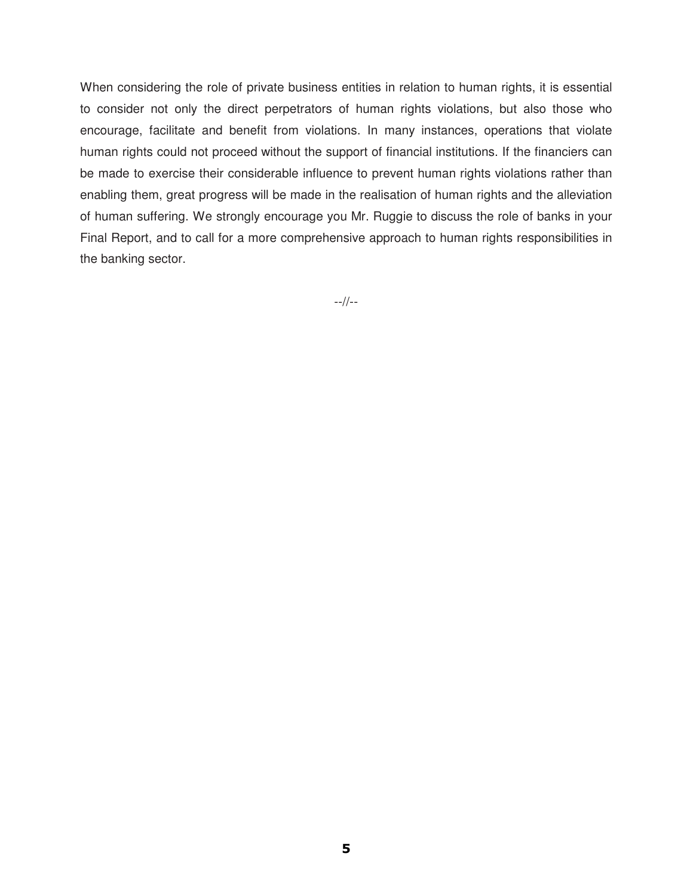When considering the role of private business entities in relation to human rights, it is essential to consider not only the direct perpetrators of human rights violations, but also those who encourage, facilitate and benefit from violations. In many instances, operations that violate human rights could not proceed without the support of financial institutions. If the financiers can be made to exercise their considerable influence to prevent human rights violations rather than enabling them, great progress will be made in the realisation of human rights and the alleviation of human suffering. We strongly encourage you Mr. Ruggie to discuss the role of banks in your Final Report, and to call for a more comprehensive approach to human rights responsibilities in the banking sector.

--//--